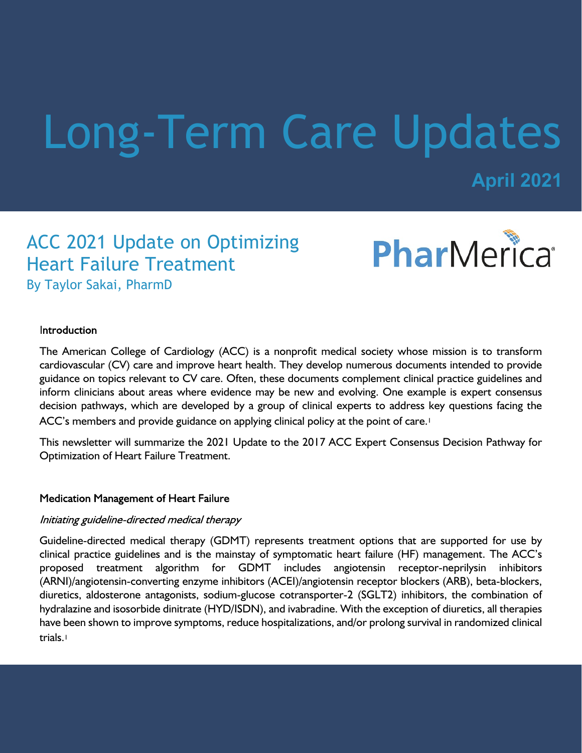# Long-Term Care Updates

**April 2021**

## ACC 2021 Update on Optimizing Heart Failure Treatment

By Taylor Sakai, PharmD

PharMerica

### Introduction

The American College of Cardiology (ACC) is a nonprofit medical society whose mission is to transform cardiovascular (CV) care and improve heart health. They develop numerous documents intended to provide guidance on topics relevant to CV care. Often, these documents complement clinical practice guidelines and inform clinicians about areas where evidence may be new and evolving. One example is expert consensus decision pathways, which are developed by a group of clinical experts to address key questions facing the ACC's members and provide guidance on applying clinical policy at the point of care.[1]

This newsletter will summarize the 2021 Update to the 2017 ACC Expert Consensus Decision Pathway for Optimization of Heart Failure Treatment.

### Medication Management of Heart Failure

*Initiating guideline-directed medical therapy*

Guideline-directed medical therapy (GDMT) represents treatment options that are supported for use by clinical practice guidelines and is the mainstay of symptomatic heart failure (HF) management. The ACC's proposed treatment algorithm for GDMT includes angiotensin receptor-neprilysin inhibitors (ARNI)/angiotensin-converting enzyme inhibitors (ACEI)/angiotensin receptor blockers (ARB), beta-blockers, diuretics, aldosterone antagonists, sodium-glucose cotransporter-2 (SGLT2) inhibitors, the combination of hydralazine and isosorbide dinitrate (HYD/ISDN), and ivabradine. With the exception of diuretics, all therapies have been shown to improve symptoms, reduce hospitalizations, and/or prolong survival in randomized clinical trials.[1]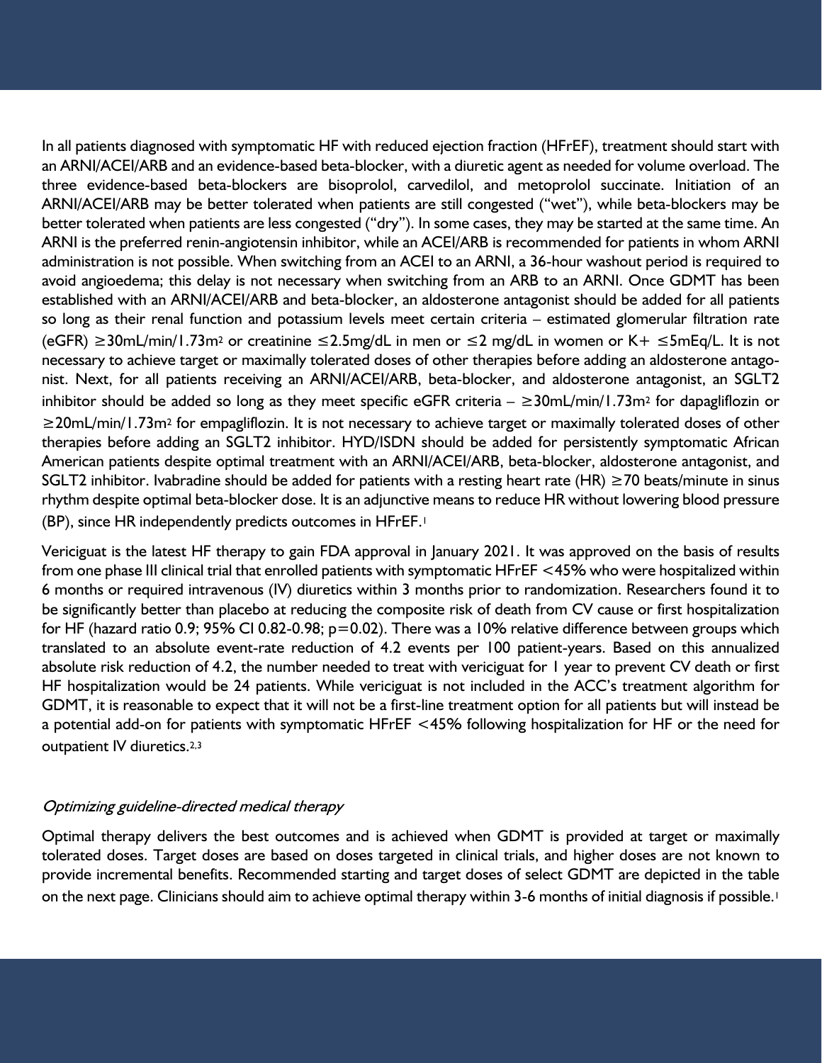In all patients diagnosed with symptomatic HF with reduced ejection fraction (HFrEF), treatment should start with an ARNI/ACEI/ARB and an evidence-based beta-blocker, with a diuretic agent as needed for volume overload. The three evidence-based beta-blockers are bisoprolol, carvedilol, and metoprolol succinate. Initiation of an ARNI/ACEI/ARB may be better tolerated when patients are still congested ("wet"), while beta-blockers may be better tolerated when patients are less congested ("dry"). In some cases, they may be started at the same time. An ARNI is the preferred renin-angiotensin inhibitor, while an ACEI/ARB is recommended for patients in whom ARNI administration is not possible. When switching from an ACEI to an ARNI, a 36-hour washout period is required to avoid angioedema; this delay is not necessary when switching from an ARB to an ARNI. Once GDMT has been established with an ARNI/ACEI/ARB and beta-blocker, an aldosterone antagonist should be added for all patients so long as their renal function and potassium levels meet certain criteria – estimated glomerular filtration rate (eGFR) ≥30mL/min/1.73m$^2$ or creatinine ≤2.5mg/dL in men or ≤2 mg/dL in women or K+ ≤5mEq/L. It is not necessary to achieve target or maximally tolerated doses of other therapies before adding an aldosterone antagonist. Next, for all patients receiving an ARNI/ACEI/ARB, beta-blocker, and aldosterone antagonist, an SGLT2 inhibitor should be added so long as they meet specific eGFR criteria – ≥30mL/min/1.73m$^2$ for dapagliflozin or ≥20mL/min/1.73m$^2$ for empagliflozin. It is not necessary to achieve target or maximally tolerated doses of other therapies before adding an SGLT2 inhibitor. HYD/ISDN should be added for persistently symptomatic African American patients despite optimal treatment with an ARNI/ACEI/ARB, beta-blocker, aldosterone antagonist, and SGLT2 inhibitor. Ivabradine should be added for patients with a resting heart rate (HR) ≥70 beats/minute in sinus rhythm despite optimal beta-blocker dose. It is an adjunctive means to reduce HR without lowering blood pressure (BP), since HR independently predicts outcomes in HFrEF.[1]

Vericiguat is the latest HF therapy to gain FDA approval in January 2021. It was approved on the basis of results from one phase III clinical trial that enrolled patients with symptomatic HFrEF <45% who were hospitalized within 6 months or required intravenous (IV) diuretics within 3 months prior to randomization. Researchers found it to be significantly better than placebo at reducing the composite risk of death from CV cause or first hospitalization for HF (hazard ratio 0.9; 95% CI 0.82-0.98; $p=0.02$). There was a 10% relative difference between groups which translated to an absolute event-rate reduction of 4.2 events per 100 patient-years. Based on this annualized absolute risk reduction of 4.2, the number needed to treat with vericiguat for 1 year to prevent CV death or first HF hospitalization would be 24 patients. While vericiguat is not included in the ACC's treatment algorithm for GDMT, it is reasonable to expect that it will not be a first-line treatment option for all patients but will instead be a potential add-on for patients with symptomatic HFrEF <45% following hospitalization for HF or the need for outpatient IV diuretics.[2,3]

### *Optimizing guideline-directed medical therapy*

Optimal therapy delivers the best outcomes and is achieved when GDMT is provided at target or maximally tolerated doses. Target doses are based on doses targeted in clinical trials, and higher doses are not known to provide incremental benefits. Recommended starting and target doses of select GDMT are depicted in the table on the next page. Clinicians should aim to achieve optimal therapy within 3-6 months of initial diagnosis if possible.[1]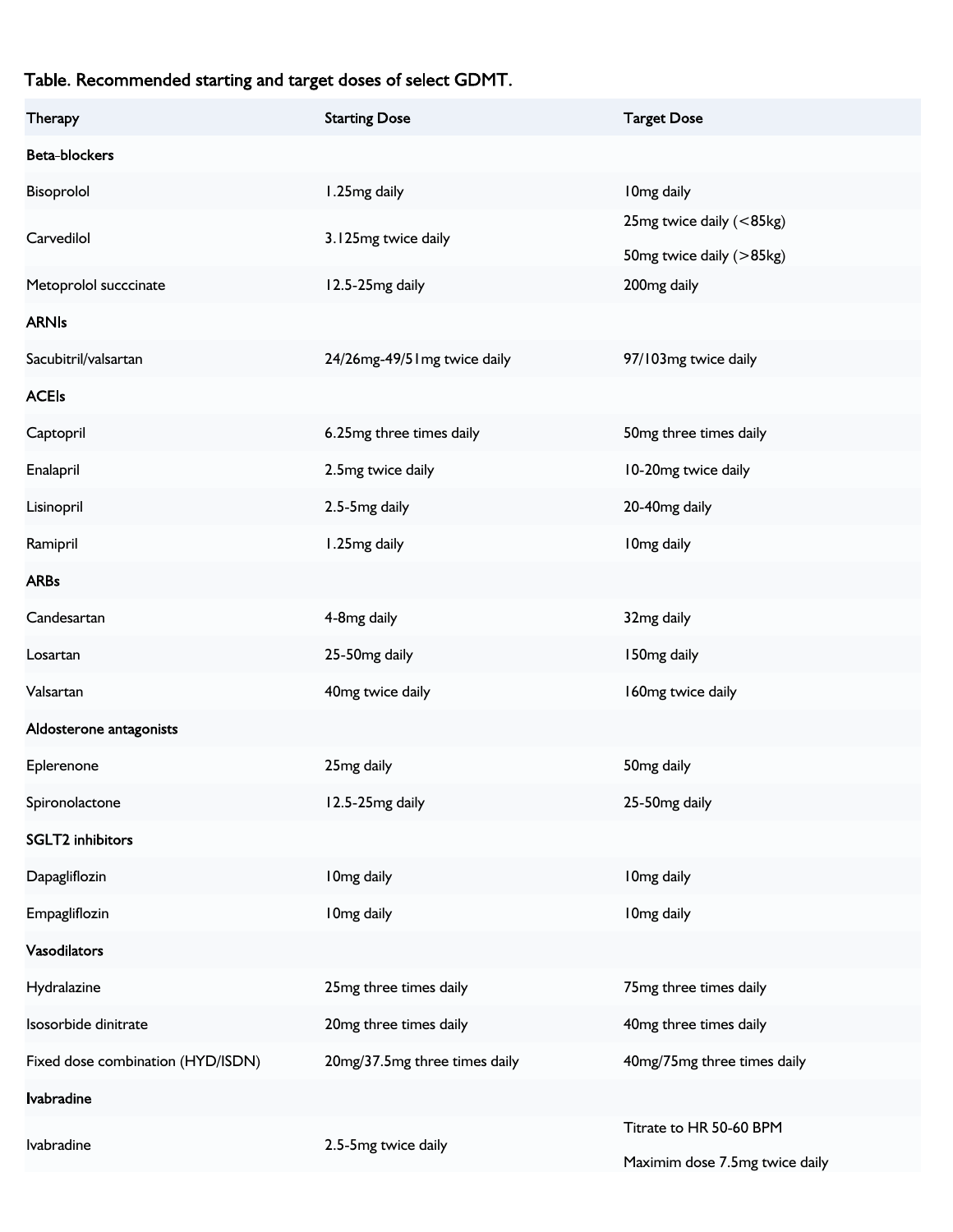**Table. Recommended starting and target doses of select GDMT.**

| Therapy | Starting Dose | Target Dose |
| --- | --- | --- |
| **Beta-blockers** | | |
| Bisoprolol | 1.25mg daily | 10mg daily |
| Carvedilol | 3.125mg twice daily | 25mg twice daily (<85kg)<br>50mg twice daily (>85kg) |
| Metoprolol succinate | 12.5-25mg daily | 200mg daily |
| **ARNIs** | | |
| Sacubitril/valsartan | 24/26mg-49/51mg twice daily | 97/103mg twice daily |
| **ACEIs** | | |
| Captopril | 6.25mg three times daily | 50mg three times daily |
| Enalapril | 2.5mg twice daily | 10-20mg twice daily |
| Lisinopril | 2.5-5mg daily | 20-40mg daily |
| Ramipril | 1.25mg daily | 10mg daily |
| **ARBs** | | |
| Candesartan | 4-8mg daily | 32mg daily |
| Losartan | 25-50mg daily | 150mg daily |
| Valsartan | 40mg twice daily | 160mg twice daily |
| **Aldosterone antagonists** | | |
| Eplerenone | 25mg daily | 50mg daily |
| Spironolactone | 12.5-25mg daily | 25-50mg daily |
| **SGLT2 inhibitors** | | |
| Dapagliflozin | 10mg daily | 10mg daily |
| Empagliflozin | 10mg daily | 10mg daily |
| **Vasodilators** | | |
| Hydralazine | 25mg three times daily | 75mg three times daily |
| Isosorbide dinitrate | 20mg three times daily | 40mg three times daily |
| Fixed dose combination (HYD/ISDN) | 20mg/37.5mg three times daily | 40mg/75mg three times daily |
| **Ivabradine** | | |
| Ivabradine | 2.5-5mg twice daily | Titrate to HR 50-60 BPM<br>Maximim dose 7.5mg twice daily |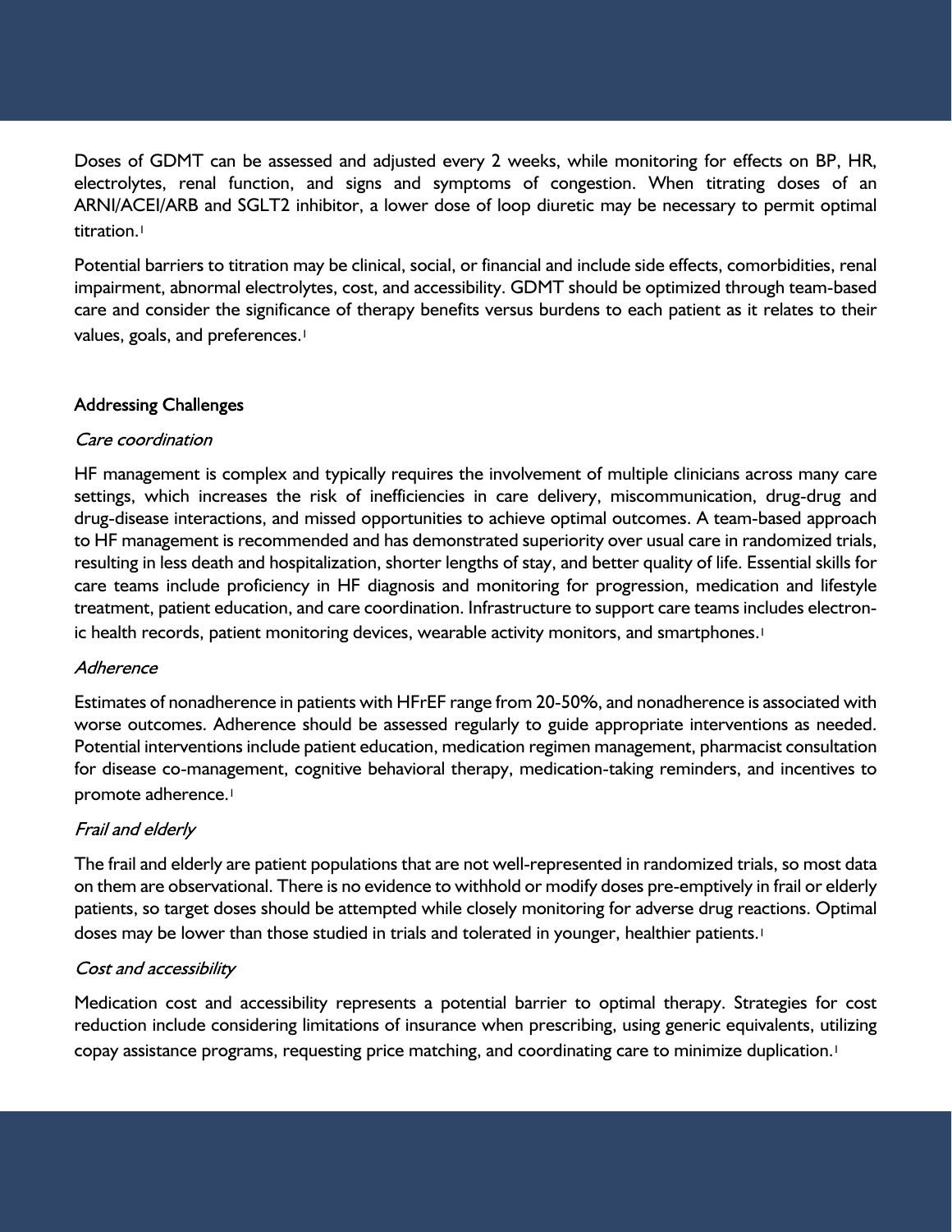Doses of GDMT can be assessed and adjusted every 2 weeks, while monitoring for effects on BP, HR, electrolytes, renal function, and signs and symptoms of congestion. When titrating doses of an ARNI/ACEI/ARB and SGLT2 inhibitor, a lower dose of loop diuretic may be necessary to permit optimal titration.[1]

Potential barriers to titration may be clinical, social, or financial and include side effects, comorbidities, renal impairment, abnormal electrolytes, cost, and accessibility. GDMT should be optimized through team-based care and consider the significance of therapy benefits versus burdens to each patient as it relates to their values, goals, and preferences.[1]

## Addressing Challenges

### *Care coordination*

HF management is complex and typically requires the involvement of multiple clinicians across many care settings, which increases the risk of inefficiencies in care delivery, miscommunication, drug-drug and drug-disease interactions, and missed opportunities to achieve optimal outcomes. A team-based approach to HF management is recommended and has demonstrated superiority over usual care in randomized trials, resulting in less death and hospitalization, shorter lengths of stay, and better quality of life. Essential skills for care teams include proficiency in HF diagnosis and monitoring for progression, medication and lifestyle treatment, patient education, and care coordination. Infrastructure to support care teams includes electronic health records, patient monitoring devices, wearable activity monitors, and smartphones.[1]

### *Adherence*

Estimates of nonadherence in patients with HFrEF range from 20-50%, and nonadherence is associated with worse outcomes. Adherence should be assessed regularly to guide appropriate interventions as needed. Potential interventions include patient education, medication regimen management, pharmacist consultation for disease co-management, cognitive behavioral therapy, medication-taking reminders, and incentives to promote adherence.[1]

### *Frail and elderly*

The frail and elderly are patient populations that are not well-represented in randomized trials, so most data on them are observational. There is no evidence to withhold or modify doses pre-emptively in frail or elderly patients, so target doses should be attempted while closely monitoring for adverse drug reactions. Optimal doses may be lower than those studied in trials and tolerated in younger, healthier patients.[1]

### *Cost and accessibility*

Medication cost and accessibility represents a potential barrier to optimal therapy. Strategies for cost reduction include considering limitations of insurance when prescribing, using generic equivalents, utilizing copay assistance programs, requesting price matching, and coordinating care to minimize duplication.[1]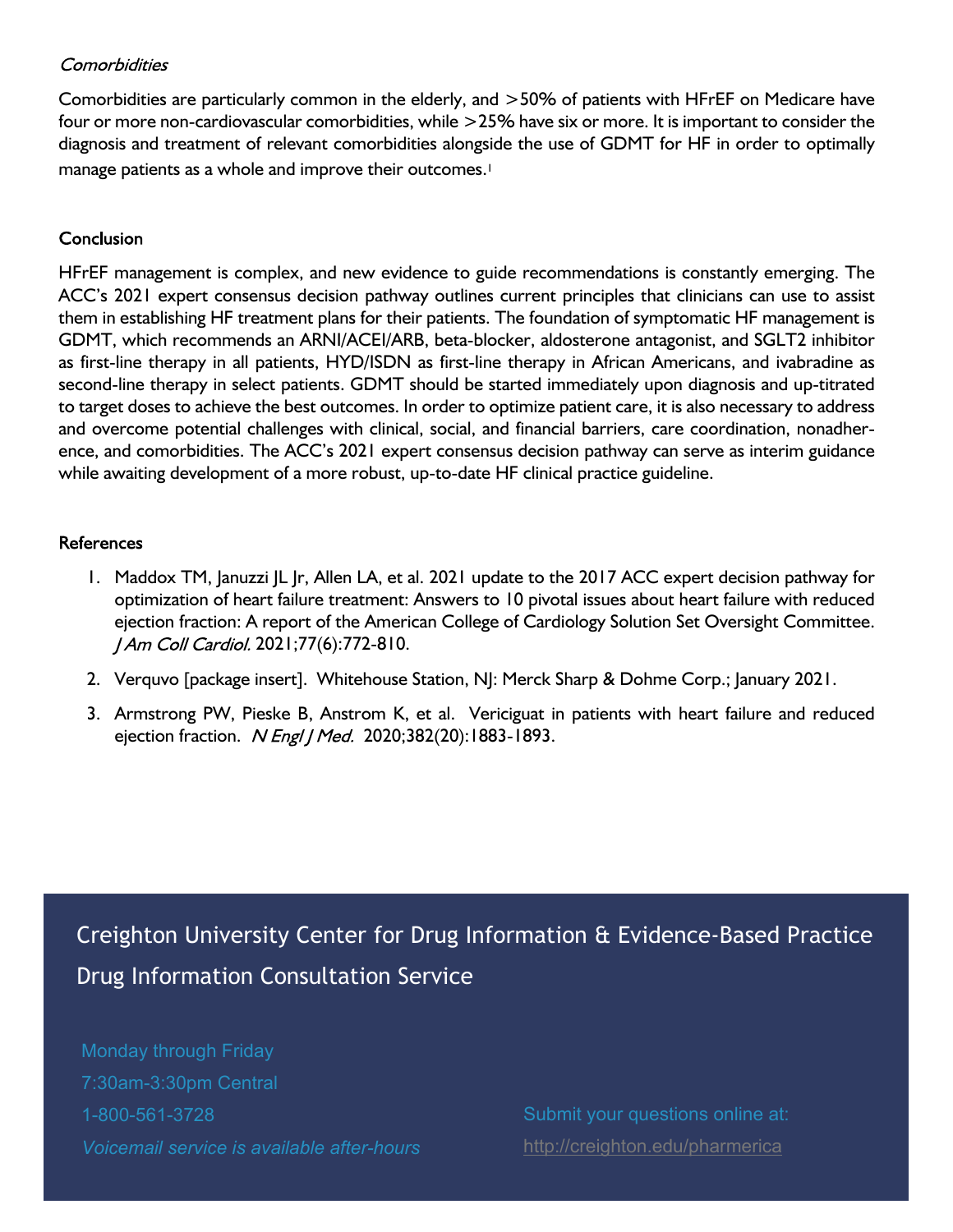*Comorbidities*

Comorbidities are particularly common in the elderly, and >50% of patients with HFrEF on Medicare have four or more non-cardiovascular comorbidities, while >25% have six or more. It is important to consider the diagnosis and treatment of relevant comorbidities alongside the use of GDMT for HF in order to optimally manage patients as a whole and improve their outcomes.[1]

## Conclusion

HFrEF management is complex, and new evidence to guide recommendations is constantly emerging. The ACC's 2021 expert consensus decision pathway outlines current principles that clinicians can use to assist them in establishing HF treatment plans for their patients. The foundation of symptomatic HF management is GDMT, which recommends an ARNI/ACEI/ARB, beta-blocker, aldosterone antagonist, and SGLT2 inhibitor as first-line therapy in all patients, HYD/ISDN as first-line therapy in African Americans, and ivabradine as second-line therapy in select patients. GDMT should be started immediately upon diagnosis and up-titrated to target doses to achieve the best outcomes. In order to optimize patient care, it is also necessary to address and overcome potential challenges with clinical, social, and financial barriers, care coordination, nonadherence, and comorbidities. The ACC's 2021 expert consensus decision pathway can serve as interim guidance while awaiting development of a more robust, up-to-date HF clinical practice guideline.

## References

1. Maddox TM, Januzzi JL Jr, Allen LA, et al. 2021 update to the 2017 ACC expert decision pathway for optimization of heart failure treatment: Answers to 10 pivotal issues about heart failure with reduced ejection fraction: A report of the American College of Cardiology Solution Set Oversight Committee. *J Am Coll Cardiol.* 2021;77(6):772-810.
2. Verquvo [package insert]. Whitehouse Station, NJ: Merck Sharp & Dohme Corp.; January 2021.
3. Armstrong PW, Pieske B, Anstrom K, et al. Vericiguat in patients with heart failure and reduced ejection fraction. *N Engl J Med.* 2020;382(20):1883-1893.

Creighton University Center for Drug Information & Evidence-Based Practice

Drug Information Consultation Service

Monday through Friday

7:30am-3:30pm Central

1-800-561-3728

*Voicemail service is available after-hours*

Submit your questions online at:

http://creighton.edu/pharmerica